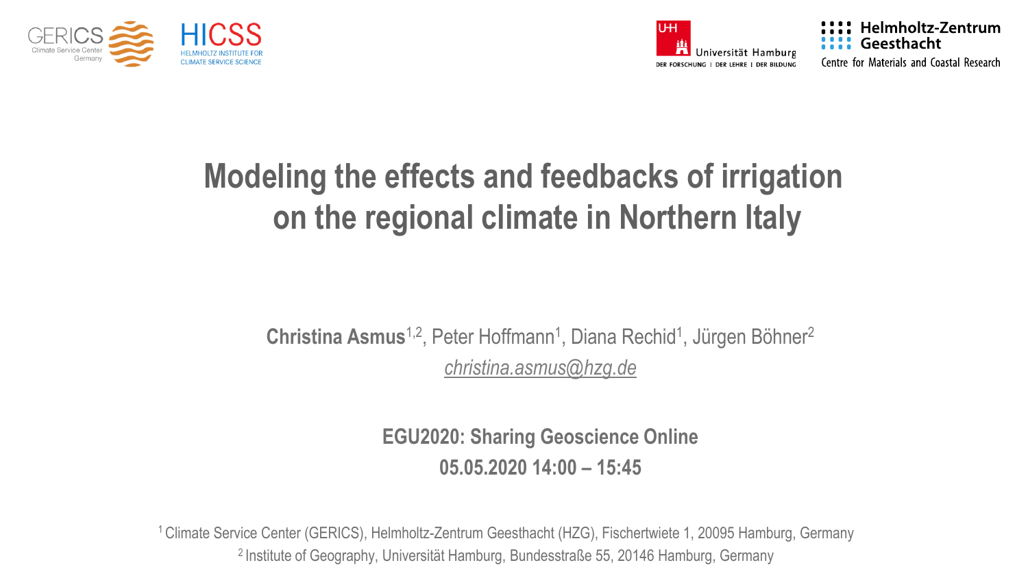# Modeling the effects and feedbacks of irrigation on the regional climate in Northern Italy

**Christina Asmus**[1,2], Peter Hoffmann[1], Diana Rechid[1], Jürgen Böhner[2]

*christina.asmus@hzg.de*

**EGU2020: Sharing Geoscience Online**

**05.05.2020 14:00 – 15:45**

[1] Climate Service Center (GERICS), Helmholtz-Zentrum Geesthacht (HZG), Fischertwiete 1, 20095 Hamburg, Germany

[2] Institute of Geography, Universität Hamburg, Bundesstraße 55, 20146 Hamburg, Germany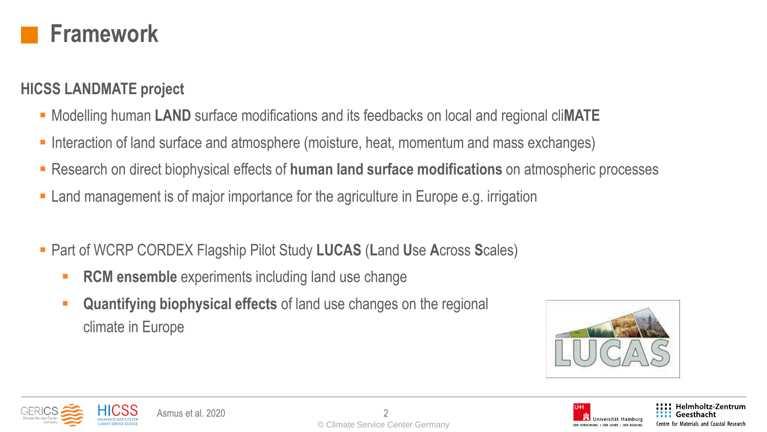# Framework

## HICSS LANDMATE project

- Modelling human **LAND** surface modifications and its feedbacks on local and regional cli**MATE**
- Interaction of land surface and atmosphere (moisture, heat, momentum and mass exchanges)
- Research on direct biophysical effects of **human land surface modifications** on atmospheric processes
- Land management is of major importance for the agriculture in Europe e.g. irrigation

- Part of WCRP CORDEX Flagship Pilot Study **LUCAS** (**L**and **U**se **A**cross **S**cales)
  - **RCM ensemble** experiments including land use change
  - **Quantifying biophysical effects** of land use changes on the regional climate in Europe

Asmus et al. 2020

© Climate Service Center Germany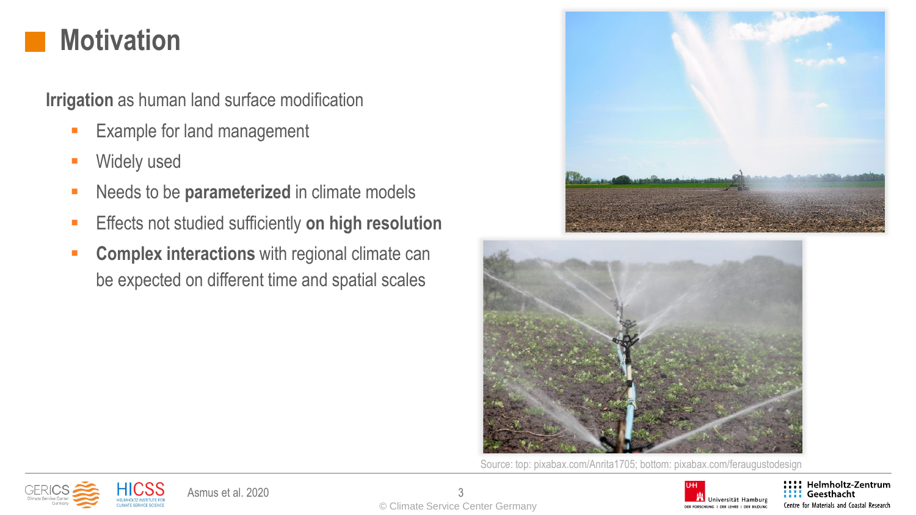# Motivation

**Irrigation** as human land surface modification

- Example for land management
- Widely used
- Needs to be **parameterized** in climate models
- Effects not studied sufficiently **on high resolution**
- **Complex interactions** with regional climate can be expected on different time and spatial scales

Source: top: pixabax.com/Anrita1705; bottom: pixabax.com/feraugustodesign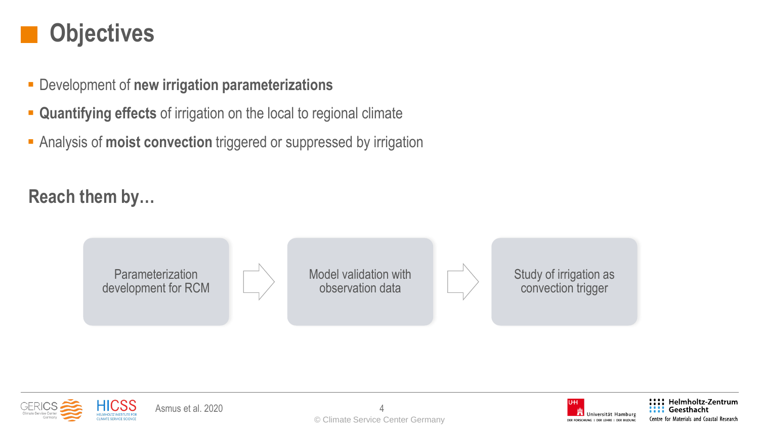# Objectives

- Development of **new irrigation parameterizations**
- **Quantifying effects** of irrigation on the local to regional climate
- Analysis of **moist convection** triggered or suppressed by irrigation

## Reach them by…

Parameterization development for RCM → Model validation with observation data → Study of irrigation as convection trigger

Asmus et al. 2020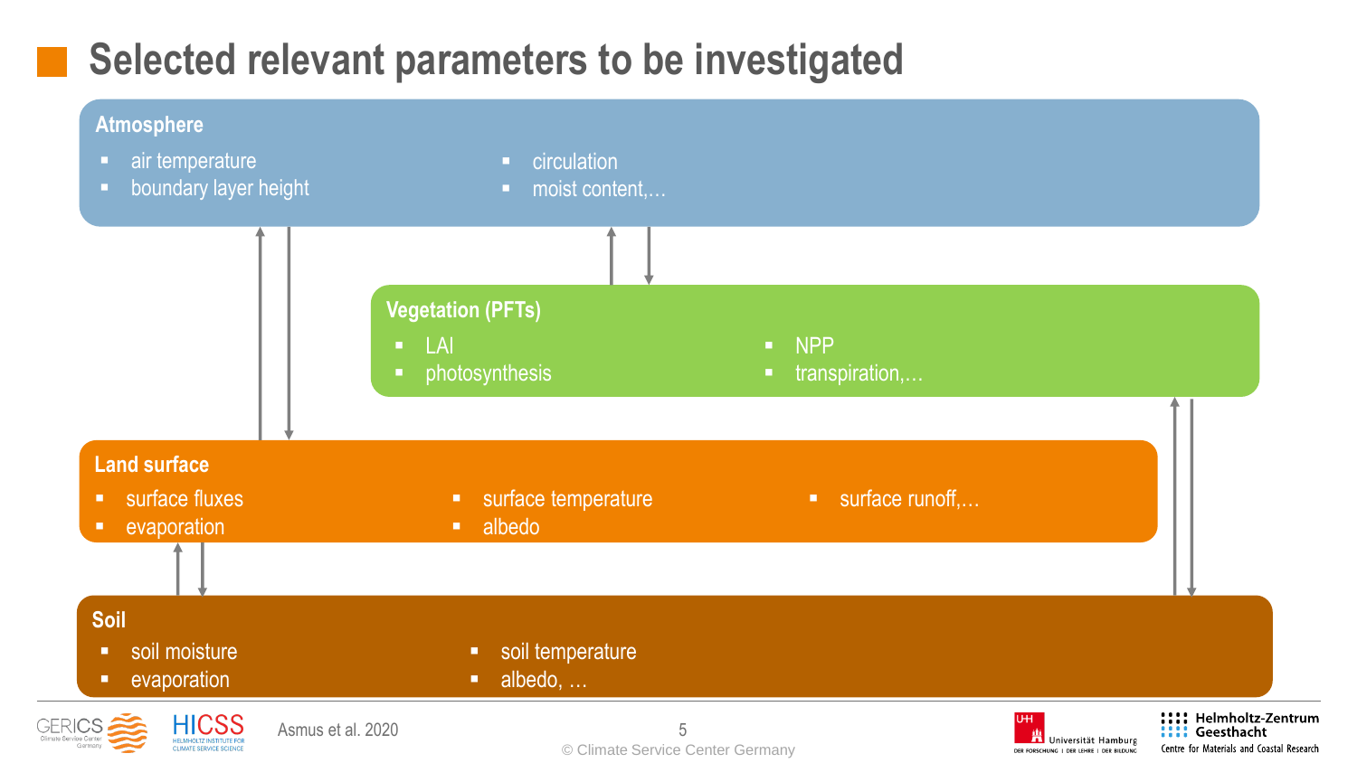# Selected relevant parameters to be investigated

**Atmosphere**

- air temperature
- boundary layer height
- circulation
- moist content,…

**Vegetation (PFTs)**

- LAI
- photosynthesis
- NPP
- transpiration,…

**Land surface**

- surface fluxes
- evaporation
- surface temperature
- albedo
- surface runoff,…

**Soil**

- soil moisture
- evaporation
- soil temperature
- albedo, …

Asmus et al. 2020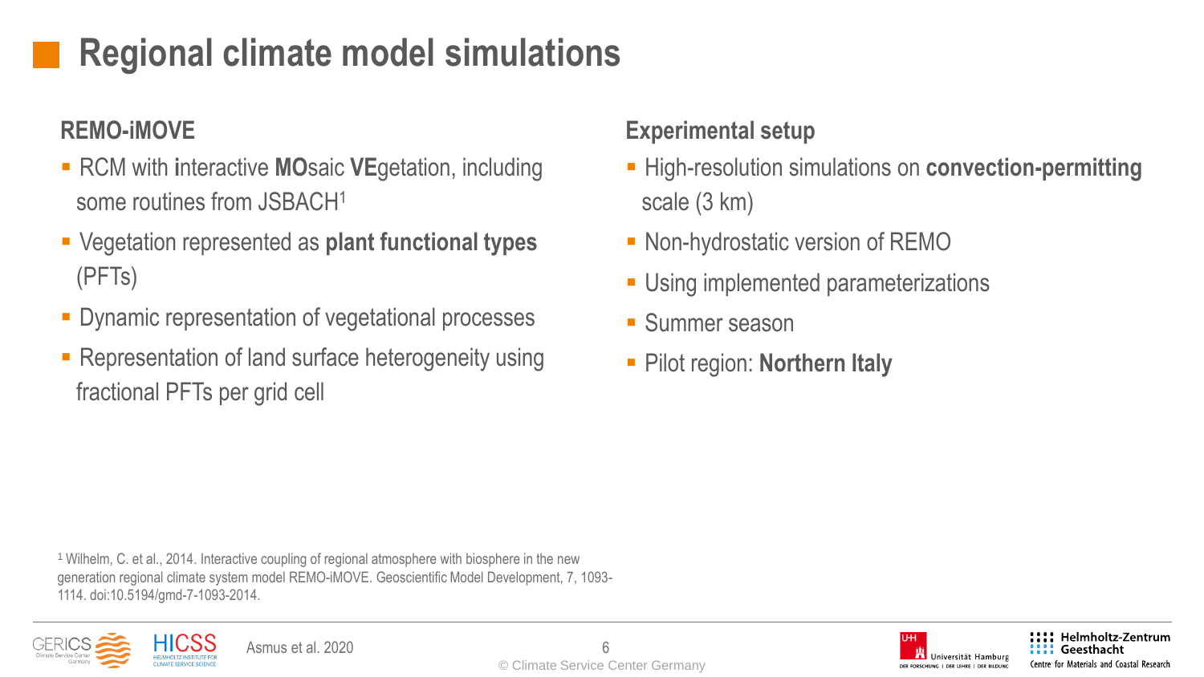# Regional climate model simulations

## REMO-iMOVE

- RCM with **i**nteractive **MO**saic **VE**getation, including some routines from JSBACH[1]
- Vegetation represented as **plant functional types** (PFTs)
- Dynamic representation of vegetational processes
- Representation of land surface heterogeneity using fractional PFTs per grid cell

## Experimental setup

- High-resolution simulations on **convection-permitting** scale (3 km)
- Non-hydrostatic version of REMO
- Using implemented parameterizations
- Summer season
- Pilot region: **Northern Italy**

[1] Wilhelm, C. et al., 2014. Interactive coupling of regional atmosphere with biosphere in the new generation regional climate system model REMO-iMOVE. Geoscientific Model Development, 7, 1093-1114. doi:10.5194/gmd-7-1093-2014.

Asmus et al. 2020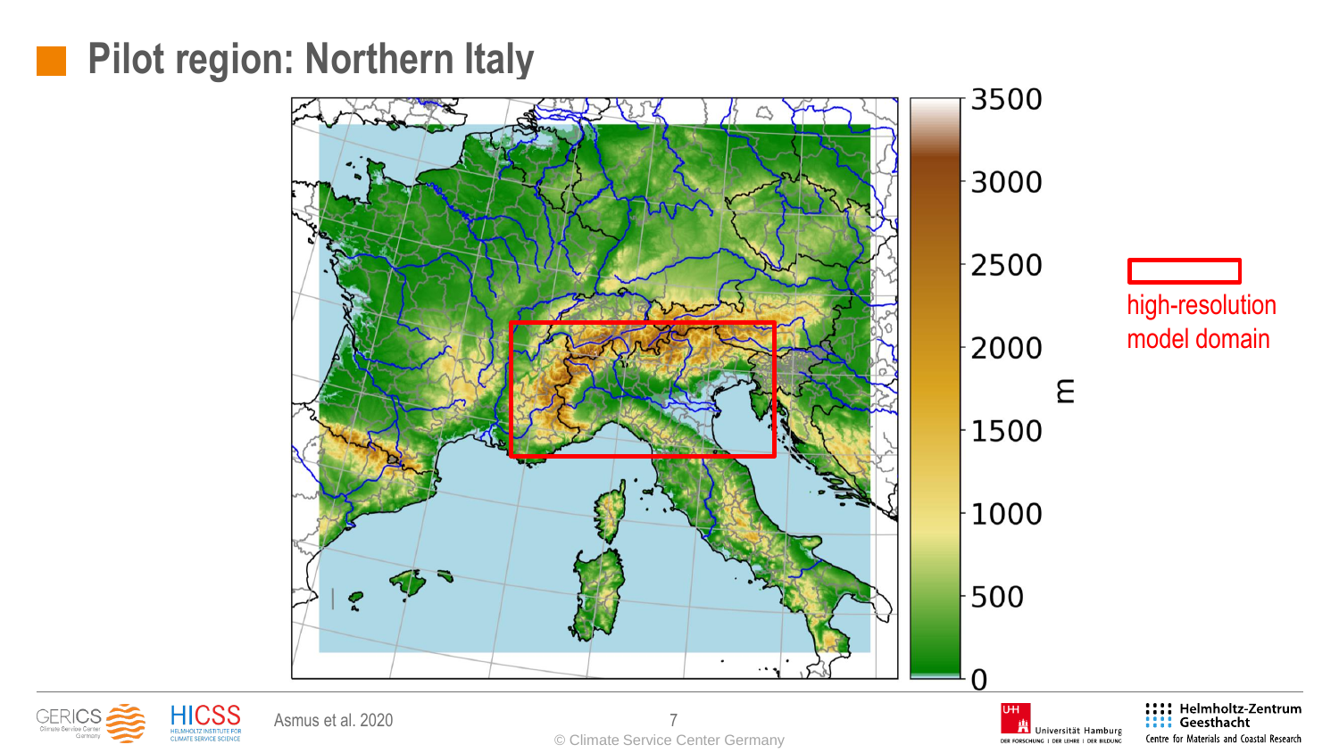# Pilot region: Northern Italy

high-resolution model domain

Asmus et al. 2020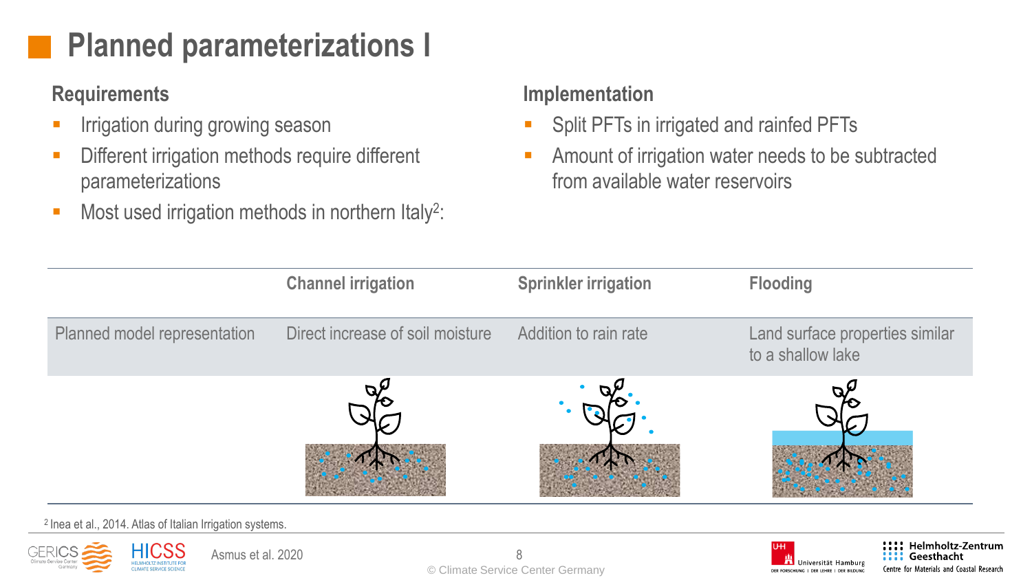# Planned parameterizations I

## Requirements

- Irrigation during growing season
- Different irrigation methods require different parameterizations
- Most used irrigation methods in northern Italy[2]:

## Implementation

- Split PFTs in irrigated and rainfed PFTs
- Amount of irrigation water needs to be subtracted from available water reservoirs

| | Channel irrigation | Sprinkler irrigation | Flooding |
|---|---|---|---|
| Planned model representation | Direct increase of soil moisture | Addition to rain rate | Land surface properties similar to a shallow lake |

[2] Inea et al., 2014. Atlas of Italian Irrigation systems.

Asmus et al. 2020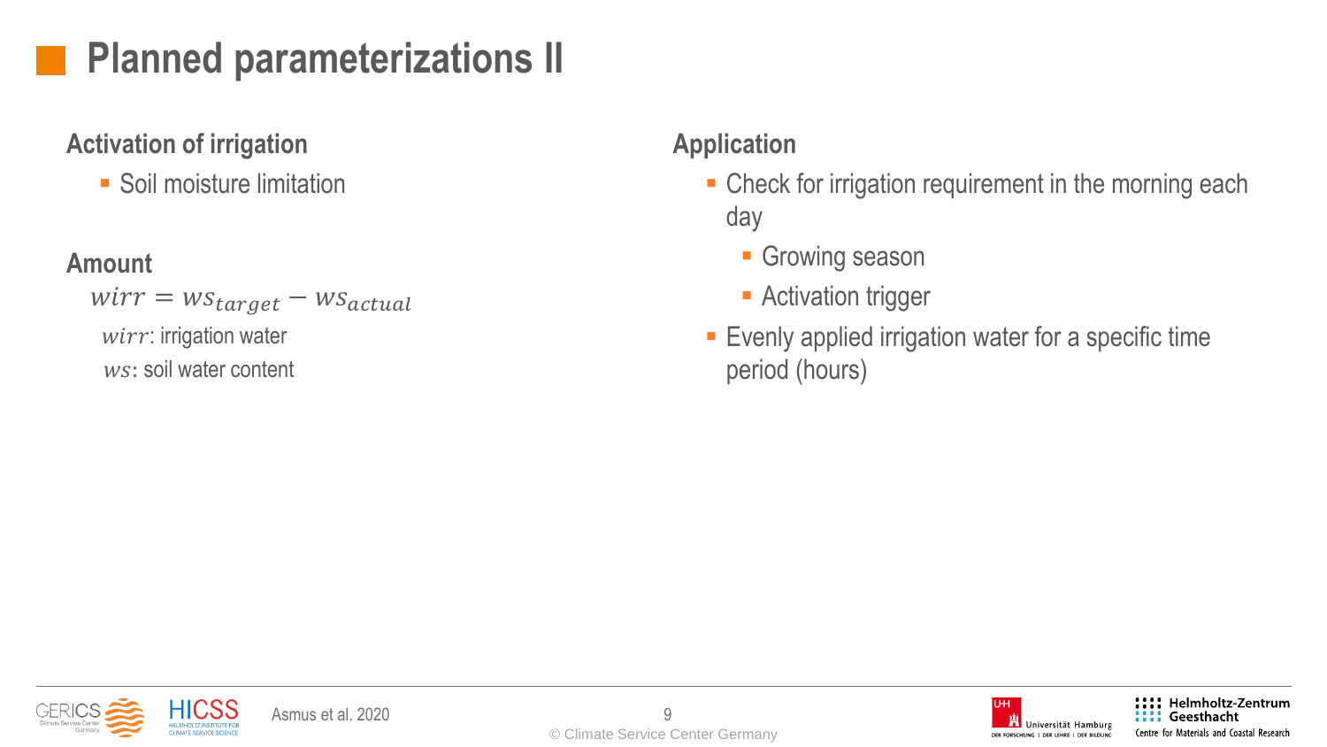# Planned parameterizations II

## Activation of irrigation

- Soil moisture limitation

## Amount

$$wirr = ws_{target} - ws_{actual}$$

$wirr$: irrigation water

$ws$: soil water content

## Application

- Check for irrigation requirement in the morning each day
  - Growing season
  - Activation trigger
- Evenly applied irrigation water for a specific time period (hours)

Asmus et al. 2020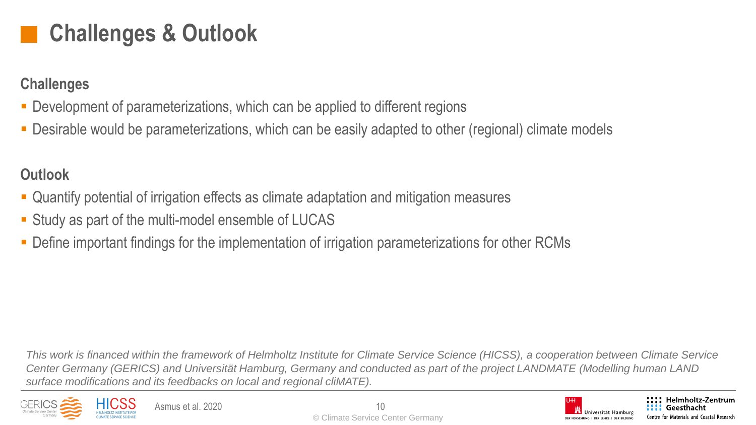# Challenges & Outlook

## Challenges

- Development of parameterizations, which can be applied to different regions
- Desirable would be parameterizations, which can be easily adapted to other (regional) climate models

## Outlook

- Quantify potential of irrigation effects as climate adaptation and mitigation measures
- Study as part of the multi-model ensemble of LUCAS
- Define important findings for the implementation of irrigation parameterizations for other RCMs

*This work is financed within the framework of Helmholtz Institute for Climate Service Science (HICSS), a cooperation between Climate Service Center Germany (GERICS) and Universität Hamburg, Germany and conducted as part of the project LANDMATE (Modelling human LAND surface modifications and its feedbacks on local and regional cliMATE).*

Asmus et al. 2020